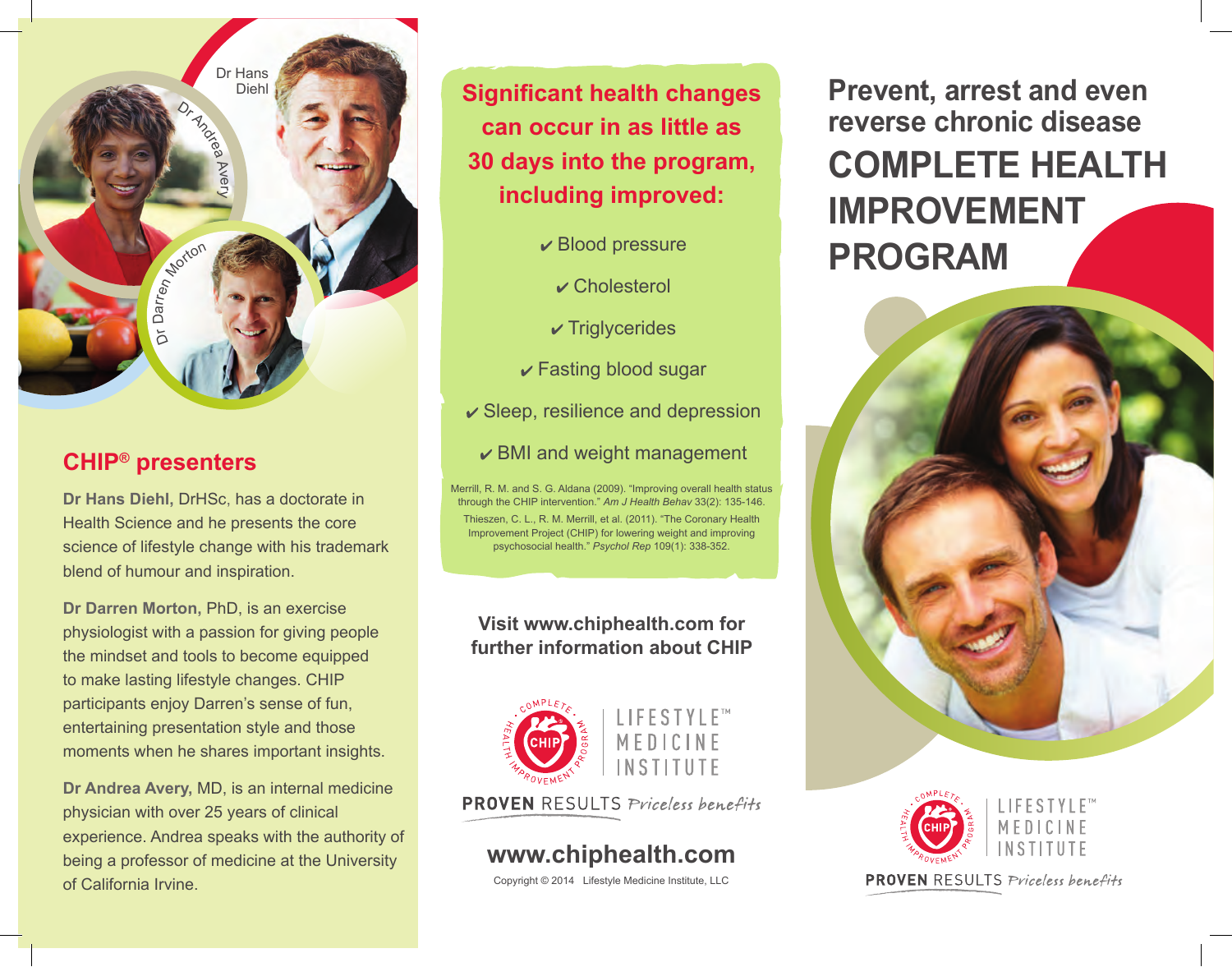Dr Hans Diehl

Dr Andrea Avery

Dr Darren Morton

## CHIP® presenters

**Dr Hans Diehl,** DrHSc, has a doctorate in Health Science and he presents the core science of lifestyle change with his trademark blend of humour and inspiration.

**Dr Darren Morton,** PhD, is an exercise physiologist with a passion for giving people the mindset and tools to become equipped to make lasting lifestyle changes. CHIP participants enjoy Darren's sense of fun, entertaining presentation style and those moments when he shares important insights.

**Dr Andrea Avery,** MD, is an internal medicine physician with over 25 years of clinical experience. Andrea speaks with the authority of being a professor of medicine at the University of California Irvine.

**Significant health changes can occur in as little as 30 days into the program, including improved:**

- ✔ Blood pressure
- ✔ Cholesterol
- ✔ Triglycerides
- ✔ Fasting blood sugar
- ✔ Sleep, resilience and depression
- ✔ BMI and weight management

Merrill, R. M. and S. G. Aldana (2009). "Improving overall health status through the CHIP intervention." *Am J Health Behav* 33(2): 135-146.

Thieszen, C. L., R. M. Merrill, et al. (2011). "The Coronary Health Improvement Project (CHIP) for lowering weight and improving psychosocial health." *Psychol Rep* 109(1): 338-352.

**Visit www.chiphealth.com for further information about CHIP**

COMPLETE HEALTH IMPROVEMENT PROGRAM — CHIP

LIFESTYLE™ MEDICINE INSTITUTE

**PROVEN** RESULTS *Priceless benefits*

**www.chiphealth.com**

Copyright © 2014 Lifestyle Medicine Institute, LLC

## Prevent, arrest and even reverse chronic disease

# COMPLETE HEALTH IMPROVEMENT PROGRAM

COMPLETE HEALTH IMPROVEMENT PROGRAM — CHIP

LIFESTYLE™ MEDICINE INSTITUTE

**PROVEN** RESULTS *Priceless benefits*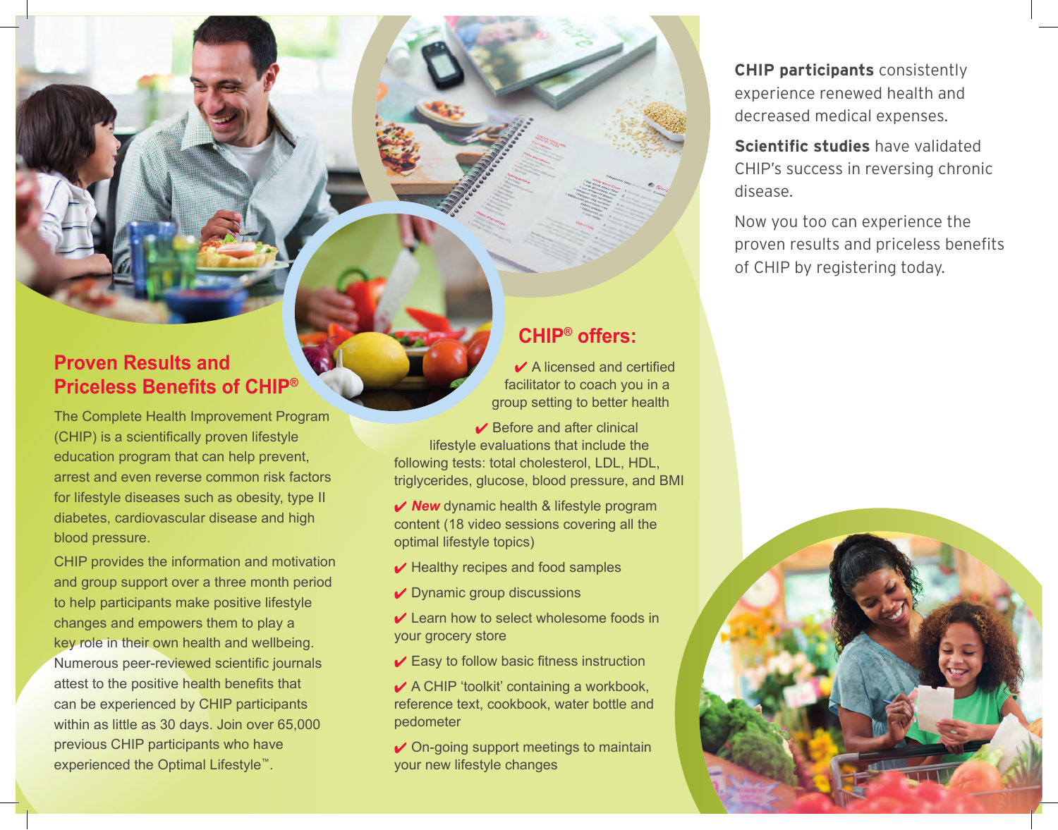## Proven Results and Priceless Benefits of CHIP®

The Complete Health Improvement Program (CHIP) is a scientifically proven lifestyle education program that can help prevent, arrest and even reverse common risk factors for lifestyle diseases such as obesity, type II diabetes, cardiovascular disease and high blood pressure.

CHIP provides the information and motivation and group support over a three month period to help participants make positive lifestyle changes and empowers them to play a key role in their own health and wellbeing. Numerous peer-reviewed scientific journals attest to the positive health benefits that can be experienced by CHIP participants within as little as 30 days. Join over 65,000 previous CHIP participants who have experienced the Optimal Lifestyle™.

## CHIP® offers:

- ✔ A licensed and certified facilitator to coach you in a group setting to better health
- ✔ Before and after clinical lifestyle evaluations that include the following tests: total cholesterol, LDL, HDL, triglycerides, glucose, blood pressure, and BMI
- ✔ ***New*** dynamic health & lifestyle program content (18 video sessions covering all the optimal lifestyle topics)
- ✔ Healthy recipes and food samples
- ✔ Dynamic group discussions
- ✔ Learn how to select wholesome foods in your grocery store
- ✔ Easy to follow basic fitness instruction
- ✔ A CHIP 'toolkit' containing a workbook, reference text, cookbook, water bottle and pedometer
- ✔ On-going support meetings to maintain your new lifestyle changes

**CHIP participants** consistently experience renewed health and decreased medical expenses.

**Scientific studies** have validated CHIP's success in reversing chronic disease.

Now you too can experience the proven results and priceless benefits of CHIP by registering today.